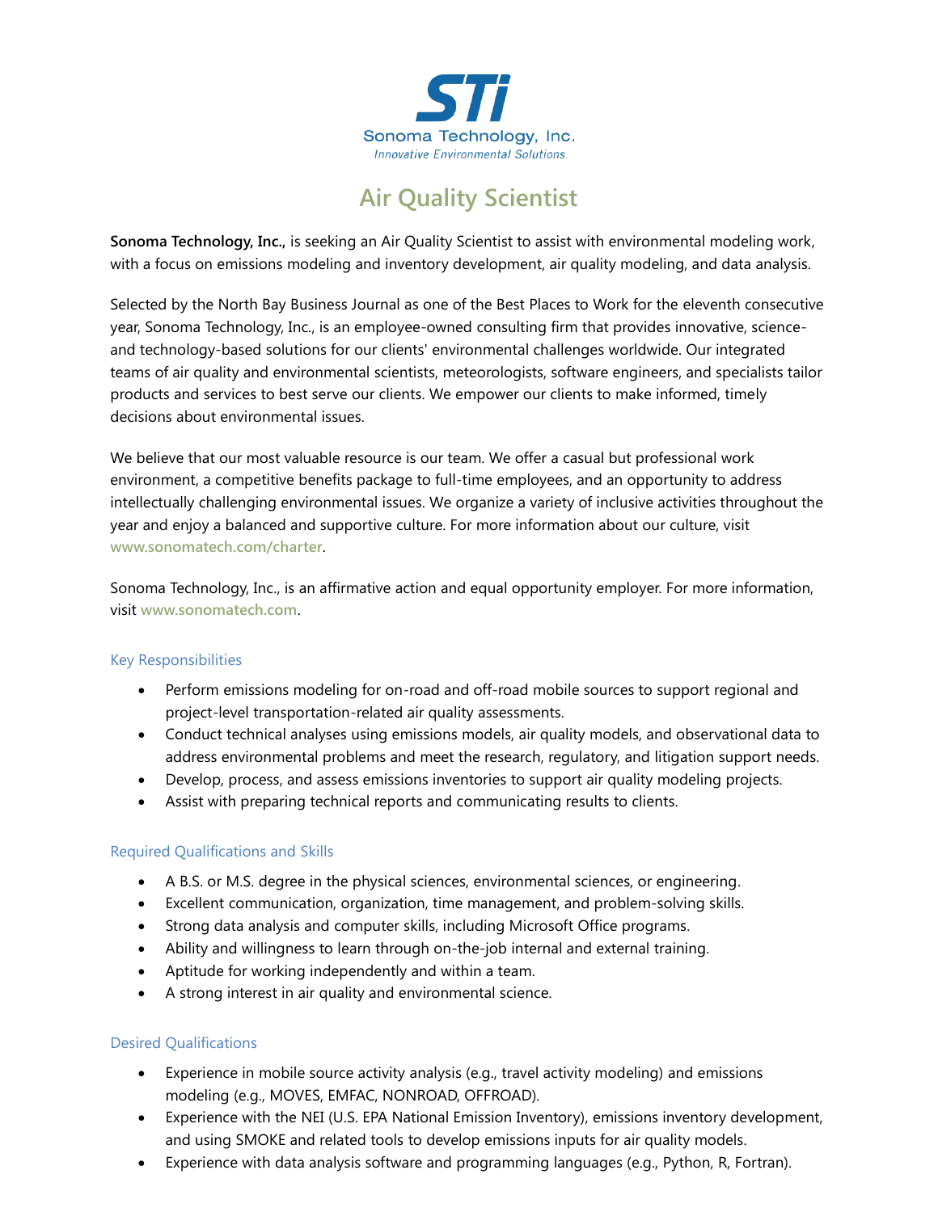STi

Sonoma Technology, Inc.

*Innovative Environmental Solutions*

# Air Quality Scientist

**Sonoma Technology, Inc.,** is seeking an Air Quality Scientist to assist with environmental modeling work, with a focus on emissions modeling and inventory development, air quality modeling, and data analysis.

Selected by the North Bay Business Journal as one of the Best Places to Work for the eleventh consecutive year, Sonoma Technology, Inc., is an employee-owned consulting firm that provides innovative, science- and technology-based solutions for our clients' environmental challenges worldwide. Our integrated teams of air quality and environmental scientists, meteorologists, software engineers, and specialists tailor products and services to best serve our clients. We empower our clients to make informed, timely decisions about environmental issues.

We believe that our most valuable resource is our team. We offer a casual but professional work environment, a competitive benefits package to full-time employees, and an opportunity to address intellectually challenging environmental issues. We organize a variety of inclusive activities throughout the year and enjoy a balanced and supportive culture. For more information about our culture, visit **www.sonomatech.com/charter**.

Sonoma Technology, Inc., is an affirmative action and equal opportunity employer. For more information, visit **www.sonomatech.com**.

## Key Responsibilities

- Perform emissions modeling for on-road and off-road mobile sources to support regional and project-level transportation-related air quality assessments.
- Conduct technical analyses using emissions models, air quality models, and observational data to address environmental problems and meet the research, regulatory, and litigation support needs.
- Develop, process, and assess emissions inventories to support air quality modeling projects.
- Assist with preparing technical reports and communicating results to clients.

## Required Qualifications and Skills

- A B.S. or M.S. degree in the physical sciences, environmental sciences, or engineering.
- Excellent communication, organization, time management, and problem-solving skills.
- Strong data analysis and computer skills, including Microsoft Office programs.
- Ability and willingness to learn through on-the-job internal and external training.
- Aptitude for working independently and within a team.
- A strong interest in air quality and environmental science.

## Desired Qualifications

- Experience in mobile source activity analysis (e.g., travel activity modeling) and emissions modeling (e.g., MOVES, EMFAC, NONROAD, OFFROAD).
- Experience with the NEI (U.S. EPA National Emission Inventory), emissions inventory development, and using SMOKE and related tools to develop emissions inputs for air quality models.
- Experience with data analysis software and programming languages (e.g., Python, R, Fortran).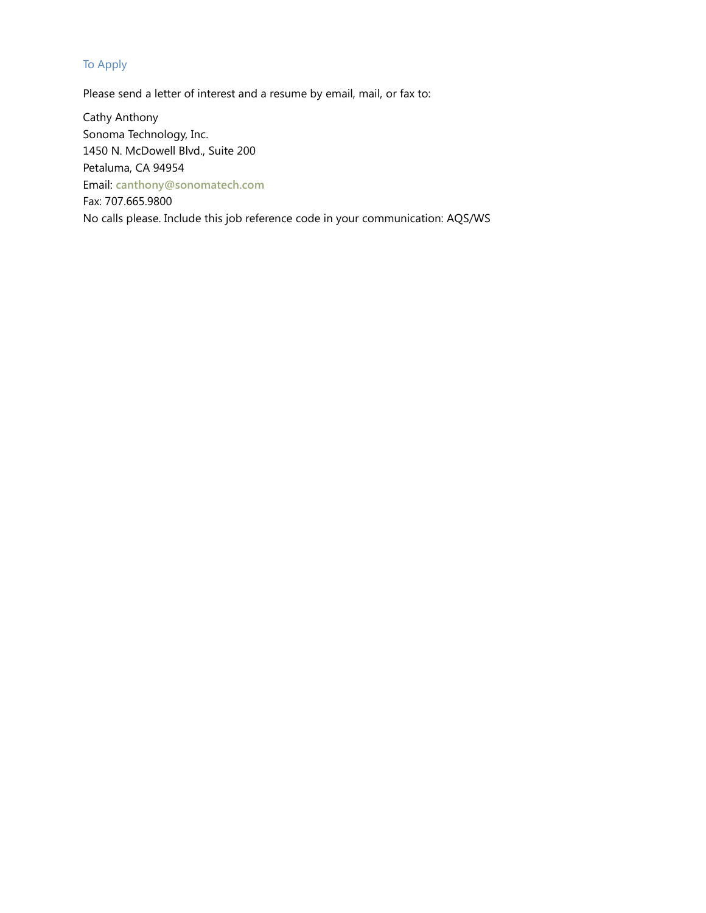## To Apply

Please send a letter of interest and a resume by email, mail, or fax to:

Cathy Anthony
Sonoma Technology, Inc.
1450 N. McDowell Blvd., Suite 200
Petaluma, CA 94954
Email: **canthony@sonomatech.com**
Fax: 707.665.9800
No calls please. Include this job reference code in your communication: AQS/WS